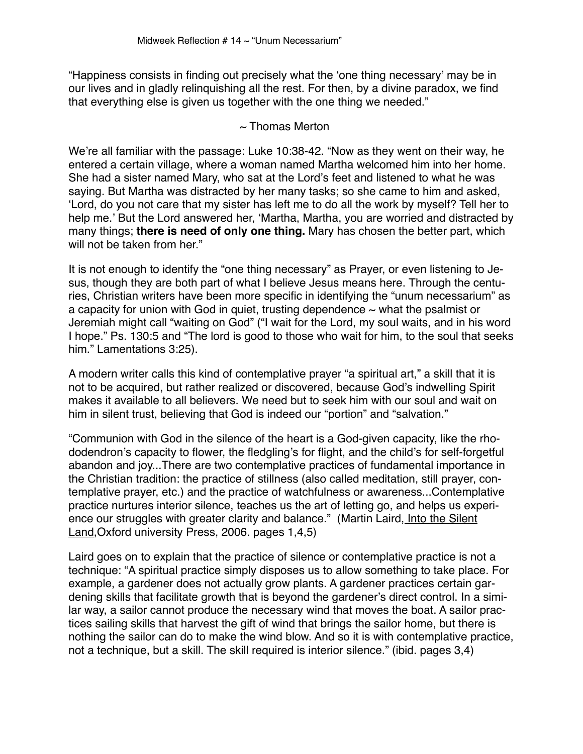# Midweek Reflection # 14 ~ "Unum Necessarium"

"Happiness consists in finding out precisely what the 'one thing necessary' may be in our lives and in gladly relinquishing all the rest. For then, by a divine paradox, we find that everything else is given us together with the one thing we needed."

~ Thomas Merton

We're all familiar with the passage: Luke 10:38-42. "Now as they went on their way, he entered a certain village, where a woman named Martha welcomed him into her home. She had a sister named Mary, who sat at the Lord's feet and listened to what he was saying. But Martha was distracted by her many tasks; so she came to him and asked, 'Lord, do you not care that my sister has left me to do all the work by myself? Tell her to help me.' But the Lord answered her, 'Martha, Martha, you are worried and distracted by many things; **there is need of only one thing.** Mary has chosen the better part, which will not be taken from her."

It is not enough to identify the "one thing necessary" as Prayer, or even listening to Jesus, though they are both part of what I believe Jesus means here. Through the centuries, Christian writers have been more specific in identifying the "unum necessarium" as a capacity for union with God in quiet, trusting dependence ~ what the psalmist or Jeremiah might call "waiting on God" ("I wait for the Lord, my soul waits, and in his word I hope." Ps. 130:5 and "The lord is good to those who wait for him, to the soul that seeks him." Lamentations 3:25).

A modern writer calls this kind of contemplative prayer "a spiritual art," a skill that it is not to be acquired, but rather realized or discovered, because God's indwelling Spirit makes it available to all believers. We need but to seek him with our soul and wait on him in silent trust, believing that God is indeed our "portion" and "salvation."

"Communion with God in the silence of the heart is a God-given capacity, like the rhododendron's capacity to flower, the fledgling's for flight, and the child's for self-forgetful abandon and joy...There are two contemplative practices of fundamental importance in the Christian tradition: the practice of stillness (also called meditation, still prayer, contemplative prayer, etc.) and the practice of watchfulness or awareness...Contemplative practice nurtures interior silence, teaches us the art of letting go, and helps us experience our struggles with greater clarity and balance." (Martin Laird, Into the Silent Land, Oxford university Press, 2006. pages 1,4,5)

Laird goes on to explain that the practice of silence or contemplative practice is not a technique: "A spiritual practice simply disposes us to allow something to take place. For example, a gardener does not actually grow plants. A gardener practices certain gardening skills that facilitate growth that is beyond the gardener's direct control. In a similar way, a sailor cannot produce the necessary wind that moves the boat. A sailor practices sailing skills that harvest the gift of wind that brings the sailor home, but there is nothing the sailor can do to make the wind blow. And so it is with contemplative practice, not a technique, but a skill. The skill required is interior silence." (ibid. pages 3,4)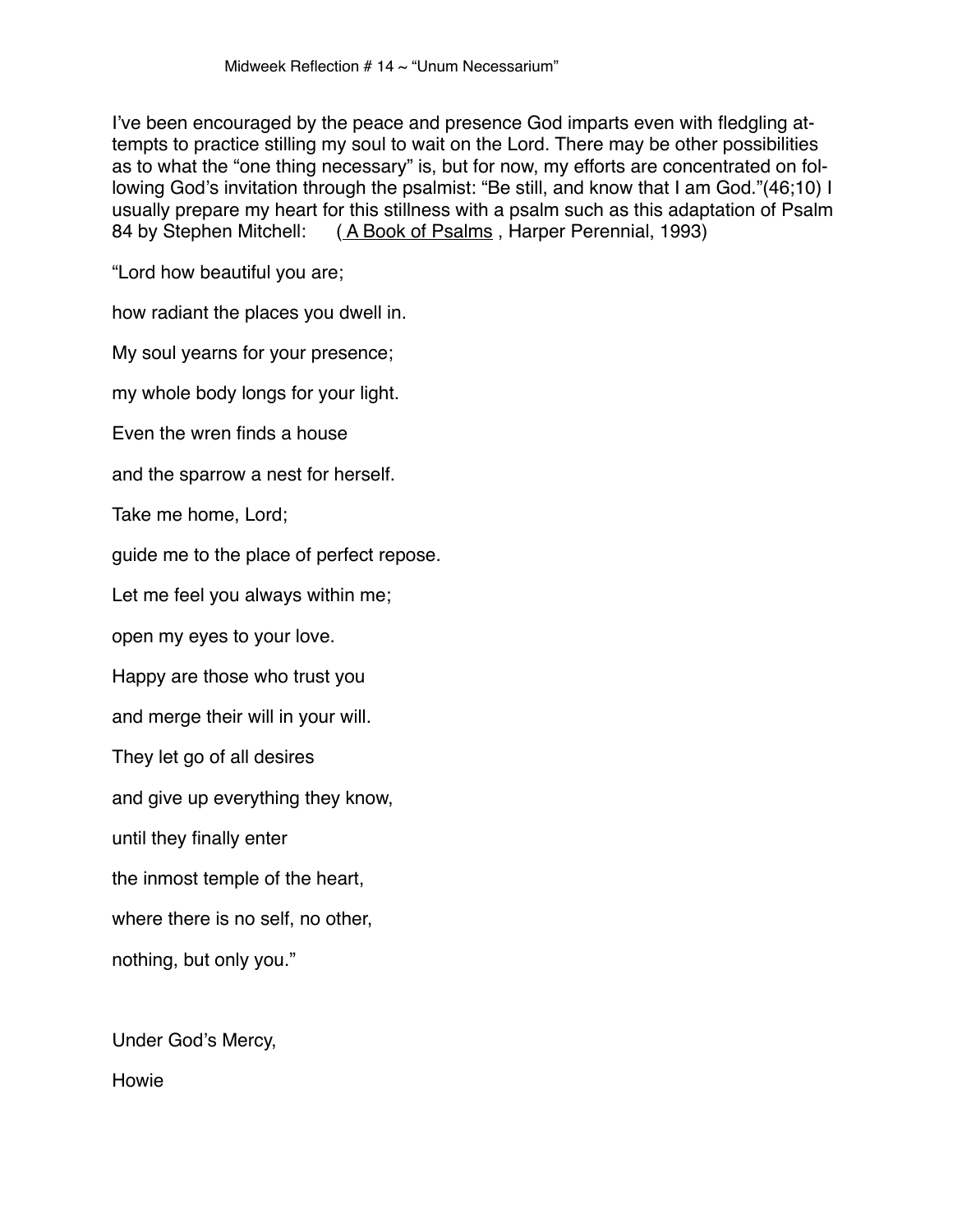Midweek Reflection # 14 ~ "Unum Necessarium"

I've been encouraged by the peace and presence God imparts even with fledgling attempts to practice stilling my soul to wait on the Lord. There may be other possibilities as to what the "one thing necessary" is, but for now, my efforts are concentrated on following God's invitation through the psalmist: "Be still, and know that I am God."(46;10) I usually prepare my heart for this stillness with a psalm such as this adaptation of Psalm 84 by Stephen Mitchell: ( A Book of Psalms , Harper Perennial, 1993)

"Lord how beautiful you are;

how radiant the places you dwell in.

My soul yearns for your presence;

my whole body longs for your light.

Even the wren finds a house

and the sparrow a nest for herself.

Take me home, Lord;

guide me to the place of perfect repose.

Let me feel you always within me;

open my eyes to your love.

Happy are those who trust you

and merge their will in your will.

They let go of all desires

and give up everything they know,

until they finally enter

the inmost temple of the heart,

where there is no self, no other,

nothing, but only you."

Under God's Mercy,

Howie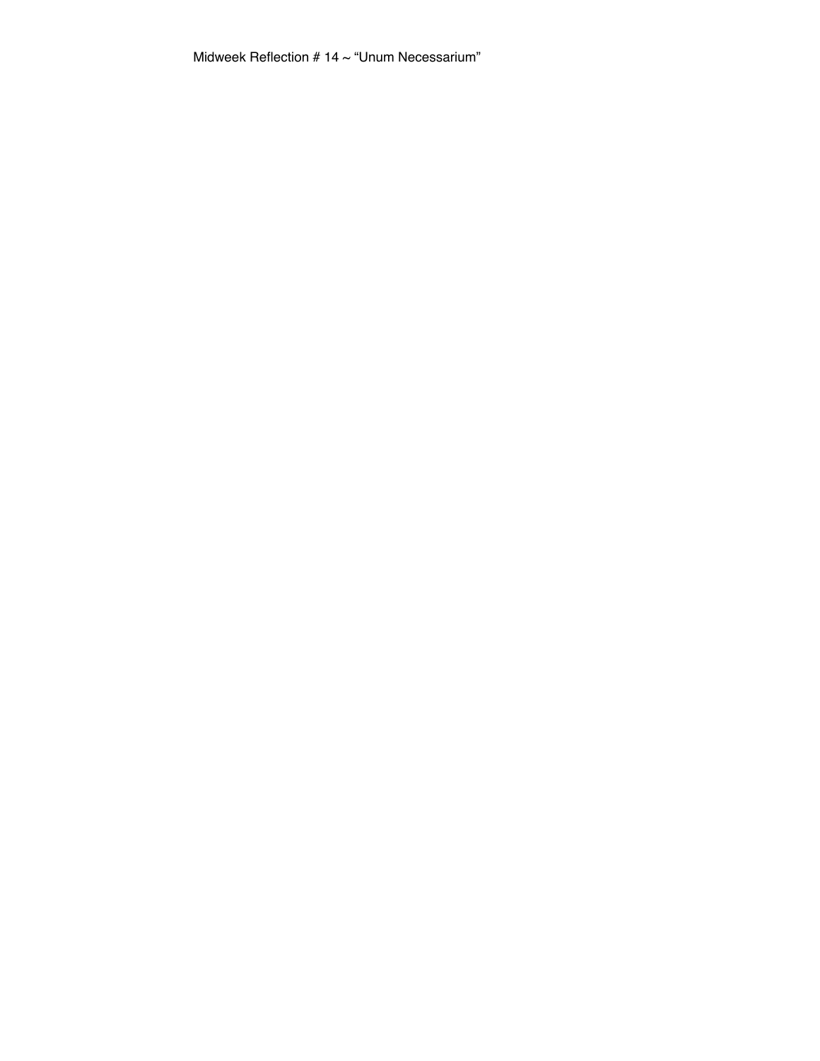Midweek Reflection # 14 ~ “Unum Necessarium”